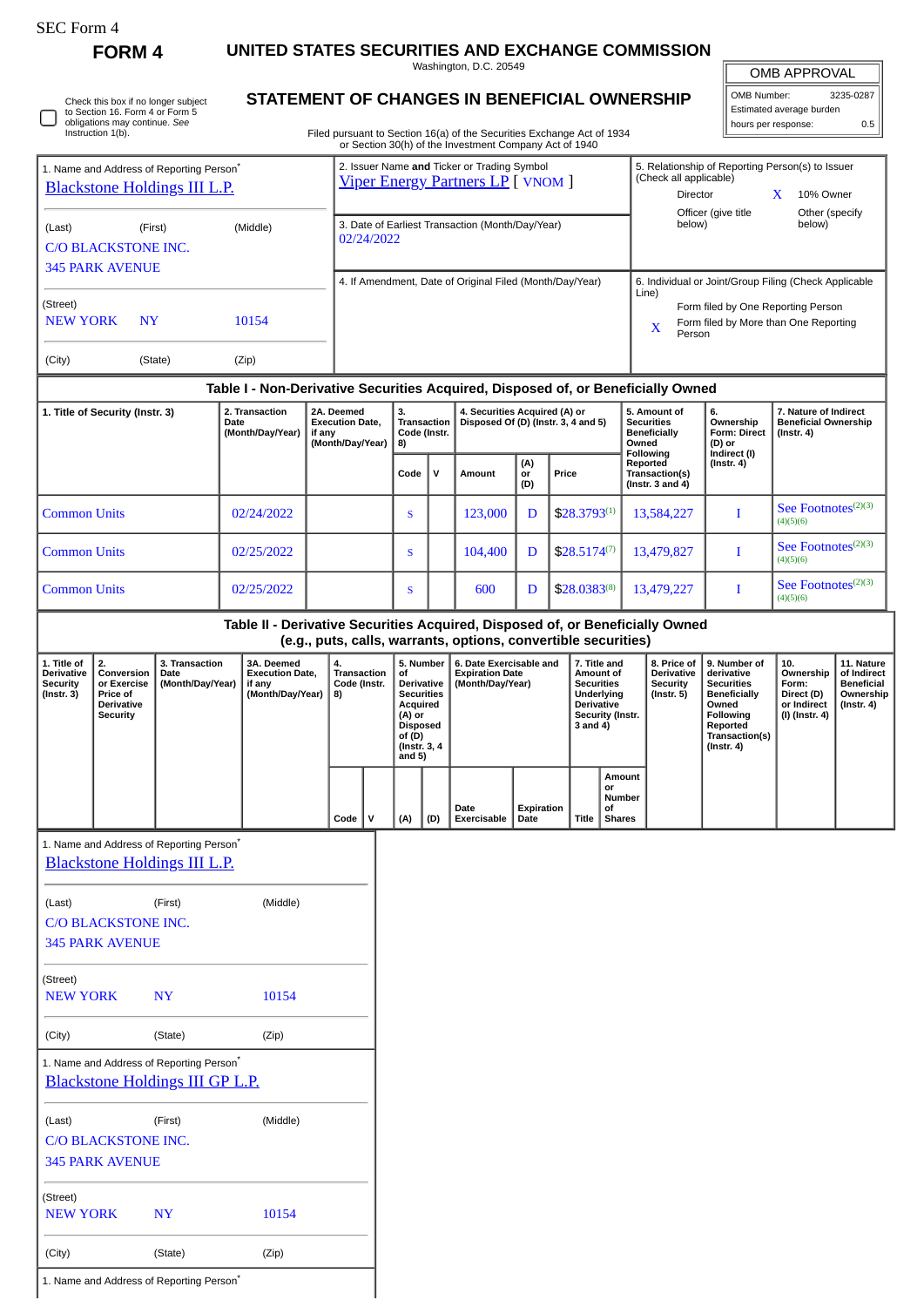SEC Form 4

# FORM 4

## UNITED STATES SECURITIES AND EXCHANGE COMMISSION

Washington, D.C. 20549

## STATEMENT OF CHANGES IN BENEFICIAL OWNERSHIP

Filed pursuant to Section 16(a) of the Securities Exchange Act of 1934 or Section 30(h) of the Investment Company Act of 1940

| OMB APPROVAL | |
|---|---|
| OMB Number: | 3235-0287 |
| Estimated average burden | |
| hours per response: | 0.5 |

☐ Check this box if no longer subject to Section 16. Form 4 or Form 5 obligations may continue. *See* Instruction 1(b).

1. Name and Address of Reporting Person*
Blackstone Holdings III L.P.

(Last) (First) (Middle)
C/O BLACKSTONE INC.
345 PARK AVENUE

(Street)
NEW YORK NY 10154

(City) (State) (Zip)

2. Issuer Name **and** Ticker or Trading Symbol
Viper Energy Partners LP [ VNOM ]

3. Date of Earliest Transaction (Month/Day/Year)
02/24/2022

4. If Amendment, Date of Original Filed (Month/Day/Year)

5. Relationship of Reporting Person(s) to Issuer (Check all applicable)
Director
X 10% Owner
Officer (give title below)
Other (specify below)

6. Individual or Joint/Group Filing (Check Applicable Line)
Form filed by One Reporting Person
X Form filed by More than One Reporting Person

### Table I - Non-Derivative Securities Acquired, Disposed of, or Beneficially Owned

| 1. Title of Security (Instr. 3) | 2. Transaction Date (Month/Day/Year) | 2A. Deemed Execution Date, if any (Month/Day/Year) | 3. Transaction Code (Instr. 8) | | 4. Securities Acquired (A) or Disposed Of (D) (Instr. 3, 4 and 5) | | | 5. Amount of Securities Beneficially Owned Following Reported Transaction(s) (Instr. 3 and 4) | 6. Ownership Form: Direct (D) or Indirect (I) (Instr. 4) | 7. Nature of Indirect Beneficial Ownership (Instr. 4) |
|---|---|---|---|---|---|---|---|---|---|---|
| | | | Code | V | Amount | (A) or (D) | Price | | | |
| Common Units | 02/24/2022 | | S | | 123,000 | D | $28.3793[1] | 13,584,227 | I | See Footnotes[2][3][4][5][6] |
| Common Units | 02/25/2022 | | S | | 104,400 | D | $28.5174[7] | 13,479,827 | I | See Footnotes[2][3][4][5][6] |
| Common Units | 02/25/2022 | | S | | 600 | D | $28.0383[8] | 13,479,227 | I | See Footnotes[2][3][4][5][6] |

### Table II - Derivative Securities Acquired, Disposed of, or Beneficially Owned (e.g., puts, calls, warrants, options, convertible securities)

| 1. Title of Derivative Security (Instr. 3) | 2. Conversion or Exercise Price of Derivative Security | 3. Transaction Date (Month/Day/Year) | 3A. Deemed Execution Date, if any (Month/Day/Year) | 4. Transaction Code (Instr. 8) | | 5. Number of Derivative Securities Acquired (A) or Disposed of (D) (Instr. 3, 4 and 5) | | 6. Date Exercisable and Expiration Date (Month/Day/Year) | | 7. Title and Amount of Securities Underlying Derivative Security (Instr. 3 and 4) | | 8. Price of Derivative Security (Instr. 5) | 9. Number of derivative Securities Beneficially Owned Following Reported Transaction(s) (Instr. 4) | 10. Ownership Form: Direct (D) or Indirect (I) (Instr. 4) | 11. Nature of Indirect Beneficial Ownership (Instr. 4) |
|---|---|---|---|---|---|---|---|---|---|---|---|---|---|---|---|
| | | | | Code | V | (A) | (D) | Date Exercisable | Expiration Date | Title | Amount or Number of Shares | | | | |

1. Name and Address of Reporting Person*
Blackstone Holdings III L.P.

(Last) (First) (Middle)
C/O BLACKSTONE INC.
345 PARK AVENUE

(Street)
NEW YORK NY 10154

(City) (State) (Zip)

1. Name and Address of Reporting Person*
Blackstone Holdings III GP L.P.

(Last) (First) (Middle)
C/O BLACKSTONE INC.
345 PARK AVENUE

(Street)
NEW YORK NY 10154

(City) (State) (Zip)

1. Name and Address of Reporting Person*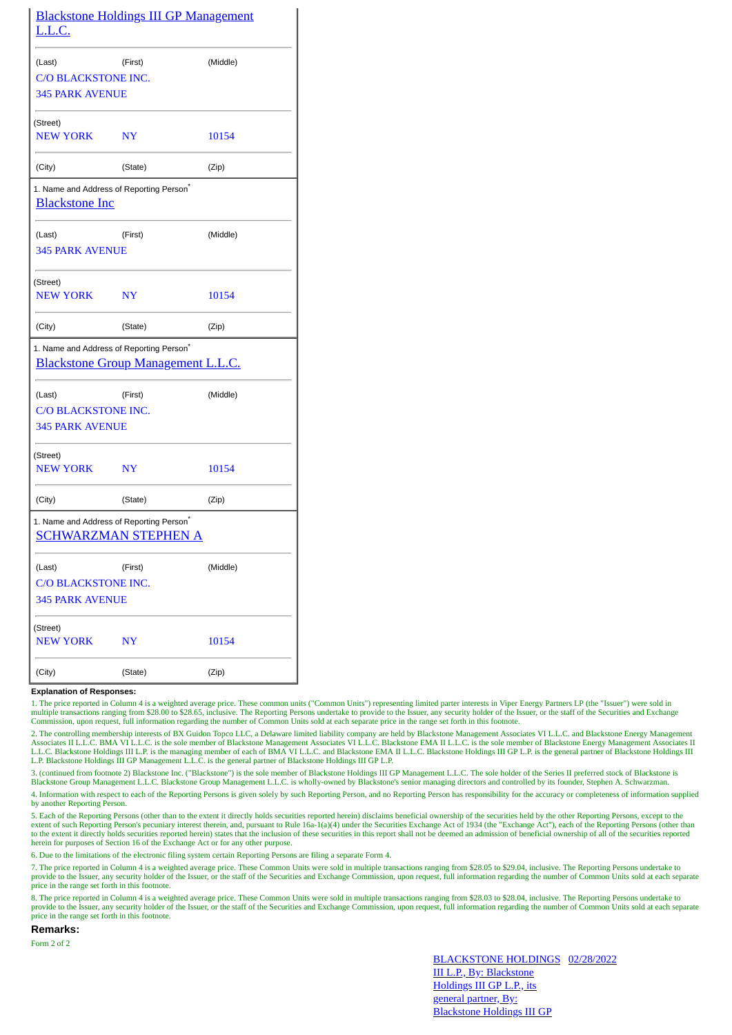[Blackstone Holdings III GP Management L.L.C.](#)

| (Last) | (First) | (Middle) |
|---|---|---|
| C/O BLACKSTONE INC. | | |
| 345 PARK AVENUE | | |
| (Street) | | |
| NEW YORK | NY | 10154 |
| (City) | (State) | (Zip) |

1. Name and Address of Reporting Person*

[Blackstone Inc](#)

| (Last) | (First) | (Middle) |
|---|---|---|
| 345 PARK AVENUE | | |
| (Street) | | |
| NEW YORK | NY | 10154 |
| (City) | (State) | (Zip) |

1. Name and Address of Reporting Person*

[Blackstone Group Management L.L.C.](#)

| (Last) | (First) | (Middle) |
|---|---|---|
| C/O BLACKSTONE INC. | | |
| 345 PARK AVENUE | | |
| (Street) | | |
| NEW YORK | NY | 10154 |
| (City) | (State) | (Zip) |

1. Name and Address of Reporting Person*

[SCHWARZMAN STEPHEN A](#)

| (Last) | (First) | (Middle) |
|---|---|---|
| C/O BLACKSTONE INC. | | |
| 345 PARK AVENUE | | |
| (Street) | | |
| NEW YORK | NY | 10154 |
| (City) | (State) | (Zip) |

**Explanation of Responses:**

1. The price reported in Column 4 is a weighted average price. These common units ("Common Units") representing limited parter interests in Viper Energy Partners LP (the "Issuer") were sold in multiple transactions ranging from $28.00 to $28.65, inclusive. The Reporting Persons undertake to provide to the Issuer, any security holder of the Issuer, or the staff of the Securities and Exchange Commission, upon request, full information regarding the number of Common Units sold at each separate price in the range set forth in this footnote.

2. The controlling membership interests of BX Guidon Topco LLC, a Delaware limited liability company are held by Blackstone Management Associates VI L.L.C. and Blackstone Energy Management Associates II L.L.C. BMA VI L.L.C. is the sole member of Blackstone Management Associates VI L.L.C. Blackstone EMA II L.L.C. is the sole member of Blackstone Energy Management Associates II L.L.C. Blackstone Holdings III L.P. is the managing member of each of BMA VI L.L.C. and Blackstone EMA II L.L.C. Blackstone Holdings III GP L.P. is the general partner of Blackstone Holdings III L.P. Blackstone Holdings III GP Management L.L.C. is the general partner of Blackstone Holdings III GP L.P.

3. (continued from footnote 2) Blackstone Inc. ("Blackstone") is the sole member of Blackstone Holdings III GP Management L.L.C. The sole holder of the Series II preferred stock of Blackstone is Blackstone Group Management L.L.C. Blackstone Group Management L.L.C. is wholly-owned by Blackstone's senior managing directors and controlled by its founder, Stephen A. Schwarzman.

4. Information with respect to each of the Reporting Persons is given solely by such Reporting Person, and no Reporting Person has responsibility for the accuracy or completeness of information supplied by another Reporting Person.

5. Each of the Reporting Persons (other than to the extent it directly holds securities reported herein) disclaims beneficial ownership of the securities held by the other Reporting Persons, except to the extent of such Reporting Person's pecuniary interest therein, and, pursuant to Rule 16a-1(a)(4) under the Securities Exchange Act of 1934 (the "Exchange Act"), each of the Reporting Persons (other than to the extent it directly holds securities reported herein) states that the inclusion of these securities in this report shall not be deemed an admission of beneficial ownership of all of the securities reported herein for purposes of Section 16 of the Exchange Act or for any other purpose.

6. Due to the limitations of the electronic filing system certain Reporting Persons are filing a separate Form 4.

7. The price reported in Column 4 is a weighted average price. These Common Units were sold in multiple transactions ranging from $28.05 to $29.04, inclusive. The Reporting Persons undertake to provide to the Issuer, any security holder of the Issuer, or the staff of the Securities and Exchange Commission, upon request, full information regarding the number of Common Units sold at each separate price in the range set forth in this footnote.

8. The price reported in Column 4 is a weighted average price. These Common Units were sold in multiple transactions ranging from $28.03 to $28.04, inclusive. The Reporting Persons undertake to provide to the Issuer, any security holder of the Issuer, or the staff of the Securities and Exchange Commission, upon request, full information regarding the number of Common Units sold at each separate price in the range set forth in this footnote.

**Remarks:**

Form 2 of 2

BLACKSTONE HOLDINGS III L.P., By: Blackstone Holdings III GP L.P., its general partner, By: Blackstone Holdings III GP    02/28/2022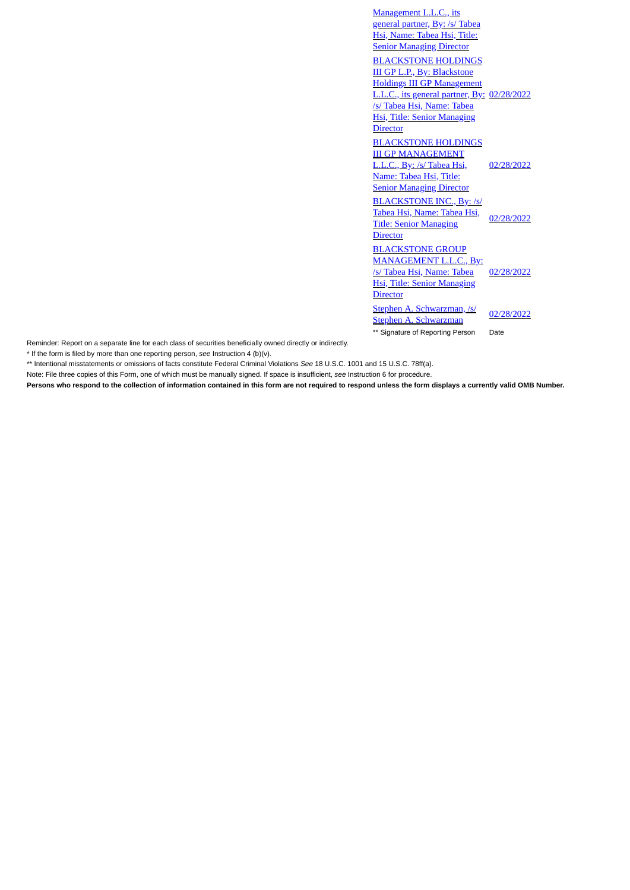| | |
|---|---|
| Management L.L.C., its general partner, By: /s/ Tabea Hsi, Name: Tabea Hsi, Title: Senior Managing Director | |
| BLACKSTONE HOLDINGS III GP L.P., By: Blackstone Holdings III GP Management L.L.C., its general partner, By: /s/ Tabea Hsi, Name: Tabea Hsi, Title: Senior Managing Director | 02/28/2022 |
| BLACKSTONE HOLDINGS III GP MANAGEMENT L.L.C., By: /s/ Tabea Hsi, Name: Tabea Hsi, Title: Senior Managing Director | 02/28/2022 |
| BLACKSTONE INC., By: /s/ Tabea Hsi, Name: Tabea Hsi, Title: Senior Managing Director | 02/28/2022 |
| BLACKSTONE GROUP MANAGEMENT L.L.C., By: /s/ Tabea Hsi, Name: Tabea Hsi, Title: Senior Managing Director | 02/28/2022 |
| Stephen A. Schwarzman, /s/ Stephen A. Schwarzman | 02/28/2022 |
| ** Signature of Reporting Person | Date |

Reminder: Report on a separate line for each class of securities beneficially owned directly or indirectly.

* If the form is filed by more than one reporting person, *see* Instruction 4 (b)(v).

** Intentional misstatements or omissions of facts constitute Federal Criminal Violations *See* 18 U.S.C. 1001 and 15 U.S.C. 78ff(a).

Note: File three copies of this Form, one of which must be manually signed. If space is insufficient, *see* Instruction 6 for procedure.

**Persons who respond to the collection of information contained in this form are not required to respond unless the form displays a currently valid OMB Number.**